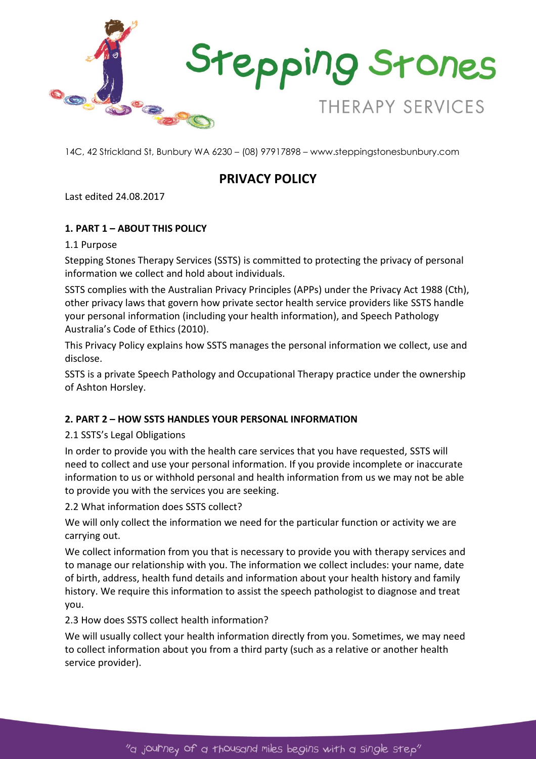# Stepping Stones

THERAPY SERVICES

14C, 42 Strickland St, Bunbury WA 6230 – (08) 97917898 – www.steppingstonesbunbury.com

## PRIVACY POLICY

Last edited 24.08.2017

### 1. PART 1 – ABOUT THIS POLICY

1.1 Purpose

Stepping Stones Therapy Services (SSTS) is committed to protecting the privacy of personal information we collect and hold about individuals.

SSTS complies with the Australian Privacy Principles (APPs) under the Privacy Act 1988 (Cth), other privacy laws that govern how private sector health service providers like SSTS handle your personal information (including your health information), and Speech Pathology Australia's Code of Ethics (2010).

This Privacy Policy explains how SSTS manages the personal information we collect, use and disclose.

SSTS is a private Speech Pathology and Occupational Therapy practice under the ownership of Ashton Horsley.

### 2. PART 2 – HOW SSTS HANDLES YOUR PERSONAL INFORMATION

2.1 SSTS's Legal Obligations

In order to provide you with the health care services that you have requested, SSTS will need to collect and use your personal information. If you provide incomplete or inaccurate information to us or withhold personal and health information from us we may not be able to provide you with the services you are seeking.

2.2 What information does SSTS collect?

We will only collect the information we need for the particular function or activity we are carrying out.

We collect information from you that is necessary to provide you with therapy services and to manage our relationship with you. The information we collect includes: your name, date of birth, address, health fund details and information about your health history and family history. We require this information to assist the speech pathologist to diagnose and treat you.

2.3 How does SSTS collect health information?

We will usually collect your health information directly from you. Sometimes, we may need to collect information about you from a third party (such as a relative or another health service provider).

"a journey of a thousand miles begins with a single step"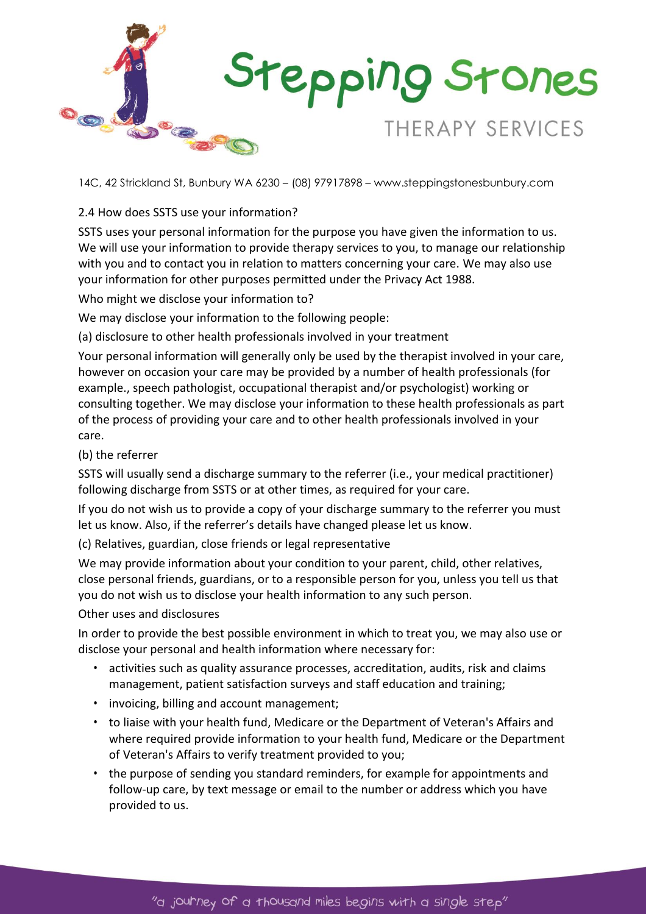2.4 How does SSTS use your information?

SSTS uses your personal information for the purpose you have given the information to us. We will use your information to provide therapy services to you, to manage our relationship with you and to contact you in relation to matters concerning your care. We may also use your information for other purposes permitted under the Privacy Act 1988.

Who might we disclose your information to?

We may disclose your information to the following people:

(a) disclosure to other health professionals involved in your treatment

Your personal information will generally only be used by the therapist involved in your care, however on occasion your care may be provided by a number of health professionals (for example., speech pathologist, occupational therapist and/or psychologist) working or consulting together. We may disclose your information to these health professionals as part of the process of providing your care and to other health professionals involved in your care.

(b) the referrer

SSTS will usually send a discharge summary to the referrer (i.e., your medical practitioner) following discharge from SSTS or at other times, as required for your care.

If you do not wish us to provide a copy of your discharge summary to the referrer you must let us know. Also, if the referrer's details have changed please let us know.

(c) Relatives, guardian, close friends or legal representative

We may provide information about your condition to your parent, child, other relatives, close personal friends, guardians, or to a responsible person for you, unless you tell us that you do not wish us to disclose your health information to any such person.

Other uses and disclosures

In order to provide the best possible environment in which to treat you, we may also use or disclose your personal and health information where necessary for:

- activities such as quality assurance processes, accreditation, audits, risk and claims management, patient satisfaction surveys and staff education and training;
- invoicing, billing and account management;
- to liaise with your health fund, Medicare or the Department of Veteran's Affairs and where required provide information to your health fund, Medicare or the Department of Veteran's Affairs to verify treatment provided to you;
- the purpose of sending you standard reminders, for example for appointments and follow-up care, by text message or email to the number or address which you have provided to us.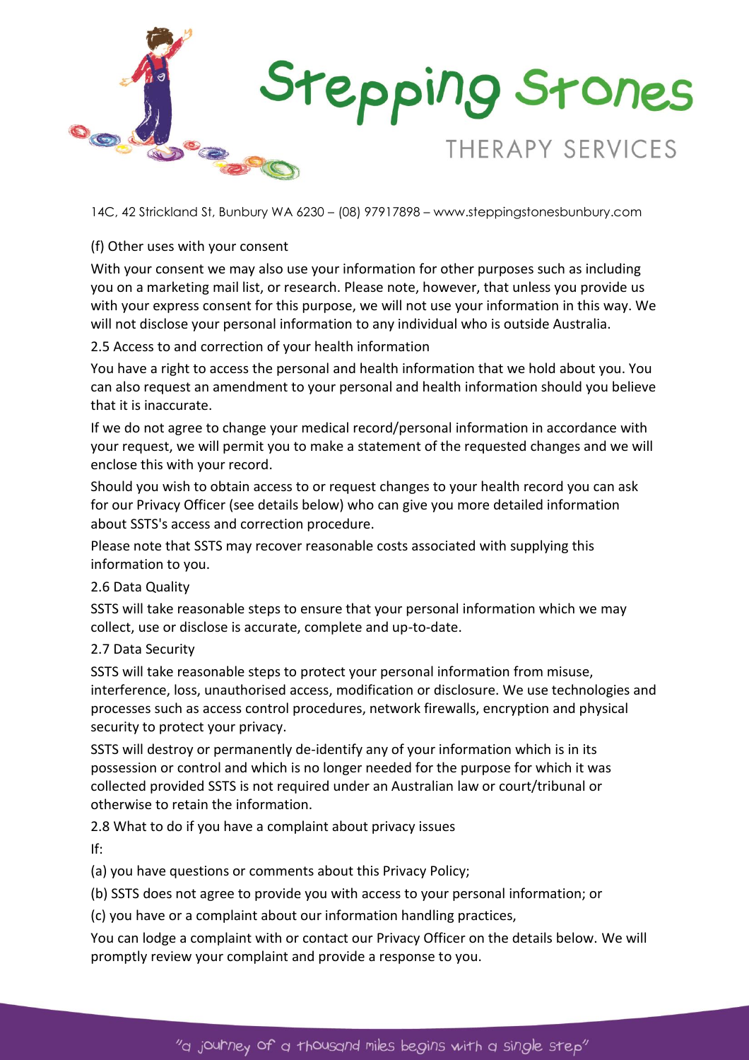(f) Other uses with your consent

With your consent we may also use your information for other purposes such as including you on a marketing mail list, or research. Please note, however, that unless you provide us with your express consent for this purpose, we will not use your information in this way. We will not disclose your personal information to any individual who is outside Australia.

2.5 Access to and correction of your health information

You have a right to access the personal and health information that we hold about you. You can also request an amendment to your personal and health information should you believe that it is inaccurate.

If we do not agree to change your medical record/personal information in accordance with your request, we will permit you to make a statement of the requested changes and we will enclose this with your record.

Should you wish to obtain access to or request changes to your health record you can ask for our Privacy Officer (see details below) who can give you more detailed information about SSTS's access and correction procedure.

Please note that SSTS may recover reasonable costs associated with supplying this information to you.

2.6 Data Quality

SSTS will take reasonable steps to ensure that your personal information which we may collect, use or disclose is accurate, complete and up-to-date.

2.7 Data Security

SSTS will take reasonable steps to protect your personal information from misuse, interference, loss, unauthorised access, modification or disclosure. We use technologies and processes such as access control procedures, network firewalls, encryption and physical security to protect your privacy.

SSTS will destroy or permanently de-identify any of your information which is in its possession or control and which is no longer needed for the purpose for which it was collected provided SSTS is not required under an Australian law or court/tribunal or otherwise to retain the information.

2.8 What to do if you have a complaint about privacy issues

If:

(a) you have questions or comments about this Privacy Policy;

(b) SSTS does not agree to provide you with access to your personal information; or

(c) you have or a complaint about our information handling practices,

You can lodge a complaint with or contact our Privacy Officer on the details below. We will promptly review your complaint and provide a response to you.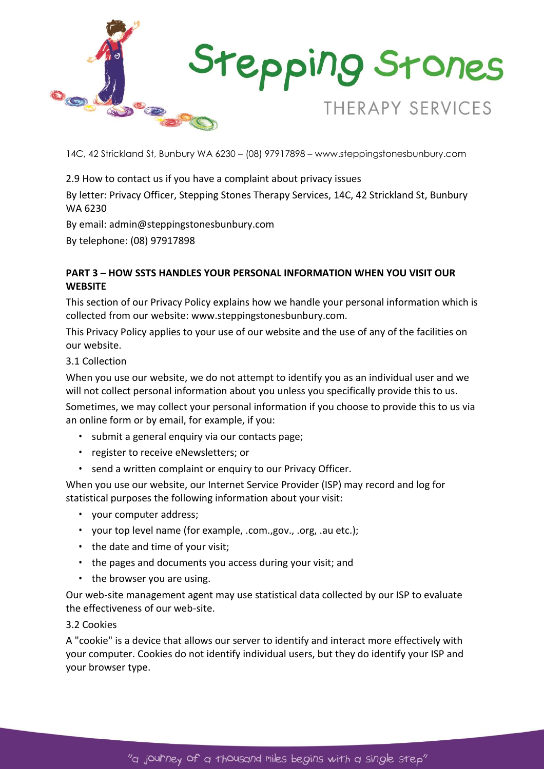2.9 How to contact us if you have a complaint about privacy issues

By letter: Privacy Officer, Stepping Stones Therapy Services, 14C, 42 Strickland St, Bunbury WA 6230

By email: admin@steppingstonesbunbury.com

By telephone: (08) 97917898

**PART 3 – HOW SSTS HANDLES YOUR PERSONAL INFORMATION WHEN YOU VISIT OUR WEBSITE**

This section of our Privacy Policy explains how we handle your personal information which is collected from our website: www.steppingstonesbunbury.com.

This Privacy Policy applies to your use of our website and the use of any of the facilities on our website.

3.1 Collection

When you use our website, we do not attempt to identify you as an individual user and we will not collect personal information about you unless you specifically provide this to us.

Sometimes, we may collect your personal information if you choose to provide this to us via an online form or by email, for example, if you:

- submit a general enquiry via our contacts page;
- register to receive eNewsletters; or
- send a written complaint or enquiry to our Privacy Officer.

When you use our website, our Internet Service Provider (ISP) may record and log for statistical purposes the following information about your visit:

- your computer address;
- your top level name (for example, .com.,gov., .org, .au etc.);
- the date and time of your visit;
- the pages and documents you access during your visit; and
- the browser you are using.

Our web-site management agent may use statistical data collected by our ISP to evaluate the effectiveness of our web-site.

3.2 Cookies

A "cookie" is a device that allows our server to identify and interact more effectively with your computer. Cookies do not identify individual users, but they do identify your ISP and your browser type.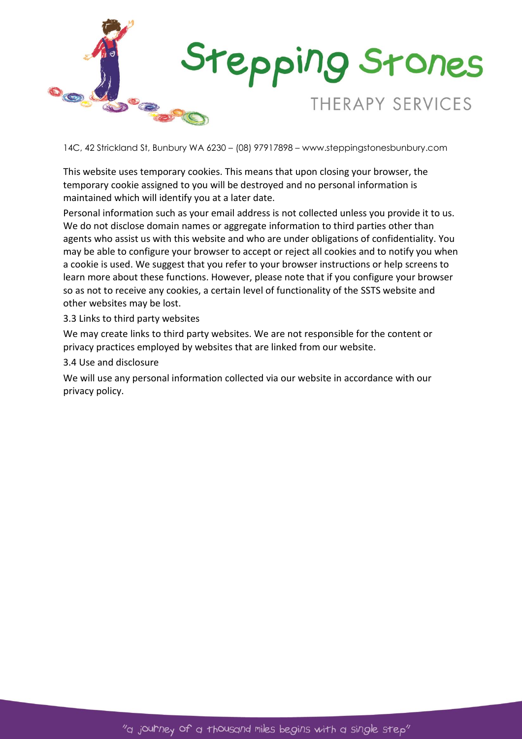This website uses temporary cookies. This means that upon closing your browser, the temporary cookie assigned to you will be destroyed and no personal information is maintained which will identify you at a later date.

Personal information such as your email address is not collected unless you provide it to us. We do not disclose domain names or aggregate information to third parties other than agents who assist us with this website and who are under obligations of confidentiality. You may be able to configure your browser to accept or reject all cookies and to notify you when a cookie is used. We suggest that you refer to your browser instructions or help screens to learn more about these functions. However, please note that if you configure your browser so as not to receive any cookies, a certain level of functionality of the SSTS website and other websites may be lost.

### 3.3 Links to third party websites

We may create links to third party websites. We are not responsible for the content or privacy practices employed by websites that are linked from our website.

### 3.4 Use and disclosure

We will use any personal information collected via our website in accordance with our privacy policy.